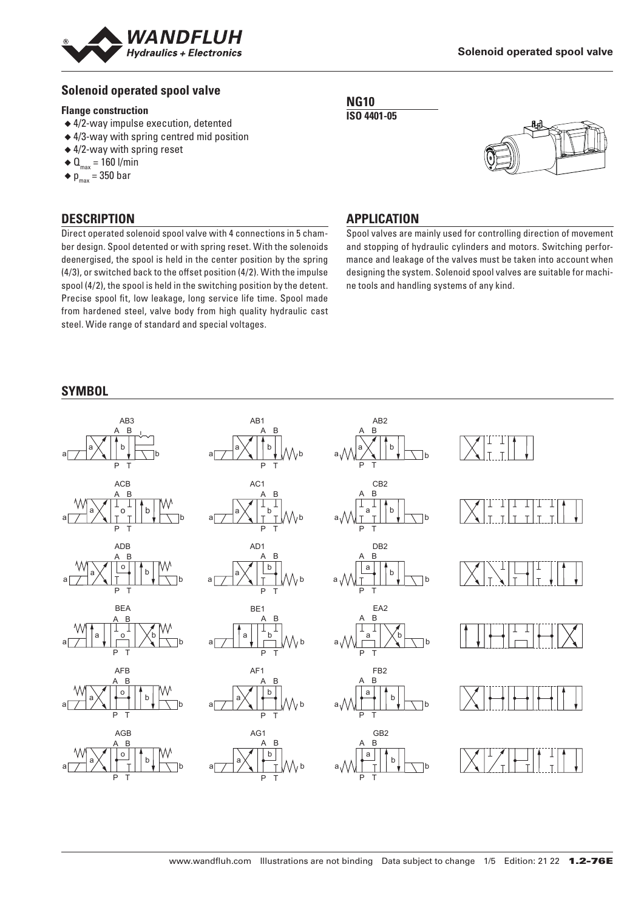## Solenoid operated spool valve

**NG10**

**ISO 4401-05**

### Flange construction

- ◆ 4/2-way impulse execution, detented
- ◆ 4/3-way with spring centred mid position
- ◆ 4/2-way with spring reset
- ◆ $Q_{max}$ = 160 l/min
- ◆ $p_{max}$ = 350 bar

## DESCRIPTION

Direct operated solenoid spool valve with 4 connections in 5 chamber design. Spool detented or with spring reset. With the solenoids deenergised, the spool is held in the center position by the spring (4/3), or switched back to the offset position (4/2). With the impulse spool (4/2), the spool is held in the switching position by the detent. Precise spool fit, low leakage, long service life time. Spool made from hardened steel, valve body from high quality hydraulic cast steel. Wide range of standard and special voltages.

## APPLICATION

Spool valves are mainly used for controlling direction of movement and stopping of hydraulic cylinders and motors. Switching performance and leakage of the valves must be taken into account when designing the system. Solenoid spool valves are suitable for machine tools and handling systems of any kind.

## SYMBOL

AB3, AB1, AB2

ACB, AC1, CB2

ADB, AD1, DB2

BEA, BE1, EA2

AFB, AF1, FB2

AGB, AG1, GB2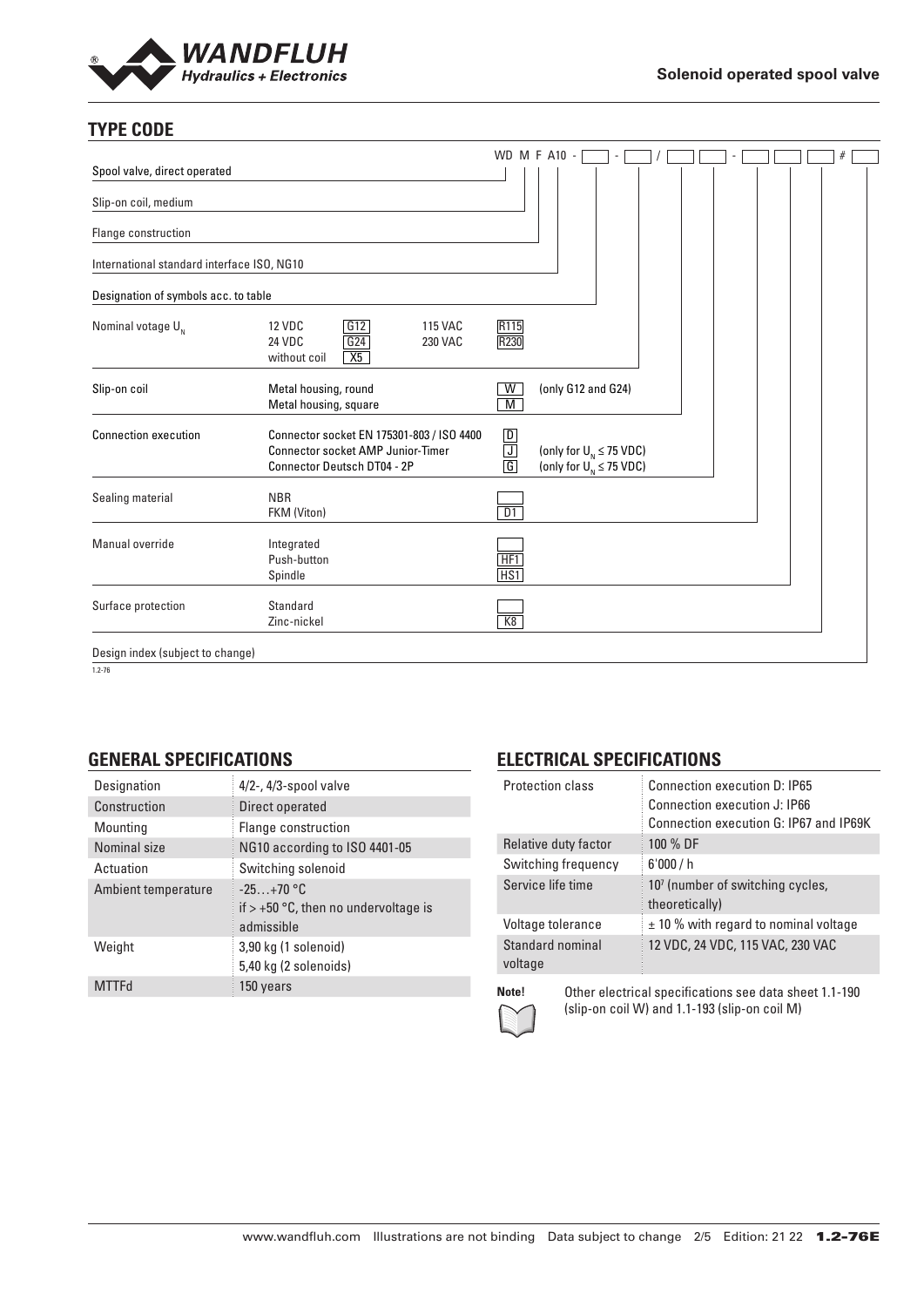## TYPE CODE

WD M F A10 - [ ] - [ ] / [ ] [ ] - [ ] [ ] [ ] # [ ]

| | | |
|---|---|---|
| Spool valve, direct operated | | WD |
| Slip-on coil, medium | | M |
| Flange construction | | F |
| International standard interface ISO, NG10 | | A10 |
| Designation of symbols acc. to table | | |
| Nominal votage $U_N$ | 12 VDC / 24 VDC / without coil / 115 VAC / 230 VAC | G12 / G24 / X5 / R115 / R230 |
| Slip-on coil | Metal housing, round | W (only G12 and G24) |
| | Metal housing, square | M |
| Connection execution | Connector socket EN 175301-803 / ISO 4400 | D |
| | Connector socket AMP Junior-Timer | J (only for $U_N \leq 75$ VDC) |
| | Connector Deutsch DT04 - 2P | G (only for $U_N \leq 75$ VDC) |
| Sealing material | NBR | |
| | FKM (Viton) | D1 |
| Manual override | Integrated | |
| | Push-button | HF1 |
| | Spindle | HS1 |
| Surface protection | Standard | |
| | Zinc-nickel | K8 |
| Design index (subject to change) | | |

1.2-76

## GENERAL SPECIFICATIONS

| | |
|---|---|
| Designation | 4/2-, 4/3-spool valve |
| Construction | Direct operated |
| Mounting | Flange construction |
| Nominal size | NG10 according to ISO 4401-05 |
| Actuation | Switching solenoid |
| Ambient temperature | -25…+70 °C<br>if > +50 °C, then no undervoltage is admissible |
| Weight | 3,90 kg (1 solenoid)<br>5,40 kg (2 solenoids) |
| MTTFd | 150 years |

## ELECTRICAL SPECIFICATIONS

| | |
|---|---|
| Protection class | Connection execution D: IP65<br>Connection execution J: IP66<br>Connection execution G: IP67 and IP69K |
| Relative duty factor | 100 % DF |
| Switching frequency | 6'000 / h |
| Service life time | $10^7$ (number of switching cycles, theoretically) |
| Voltage tolerance | ± 10 % with regard to nominal voltage |
| Standard nominal voltage | 12 VDC, 24 VDC, 115 VAC, 230 VAC |

**Note!** Other electrical specifications see data sheet 1.1-190 (slip-on coil W) and 1.1-193 (slip-on coil M)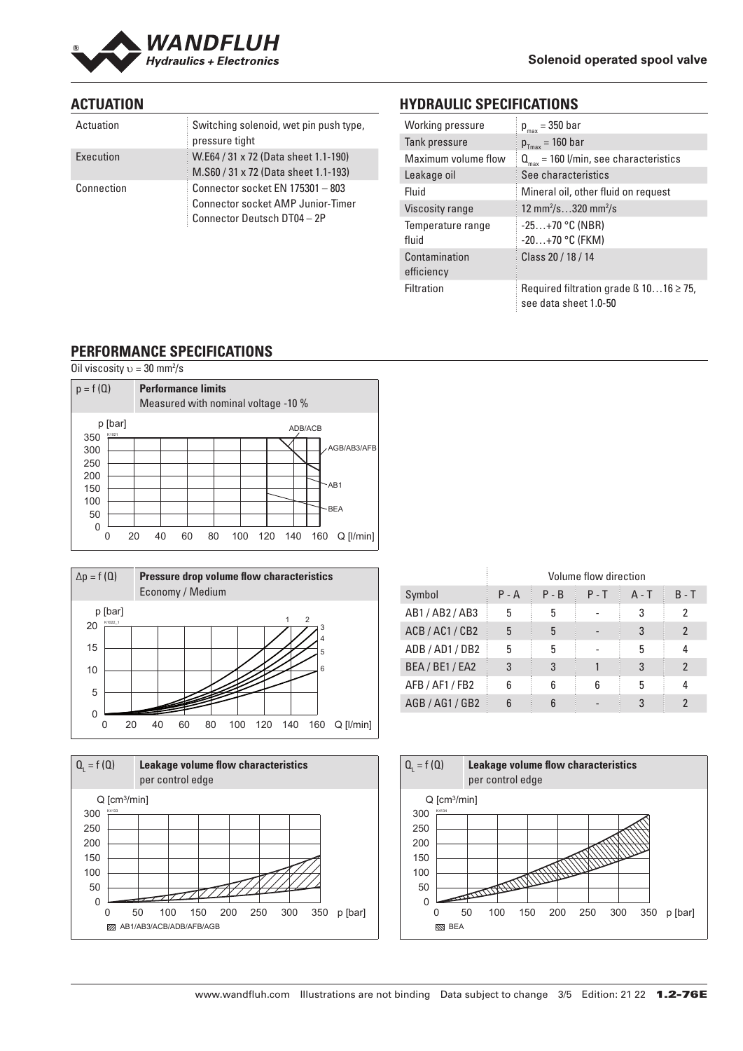## ACTUATION

| | |
|---|---|
| Actuation | Switching solenoid, wet pin push type, pressure tight |
| Execution | W.E64 / 31 x 72 (Data sheet 1.1-190)<br>M.S60 / 31 x 72 (Data sheet 1.1-193) |
| Connection | Connector socket EN 175301 – 803<br>Connector socket AMP Junior-Timer<br>Connector Deutsch DT04 – 2P |

## HYDRAULIC SPECIFICATIONS

| | |
|---|---|
| Working pressure | $p_{max}$ = 350 bar |
| Tank pressure | $p_{Tmax}$ = 160 bar |
| Maximum volume flow | $Q_{max}$ = 160 l/min, see characteristics |
| Leakage oil | See characteristics |
| Fluid | Mineral oil, other fluid on request |
| Viscosity range | 12 mm²/s…320 mm²/s |
| Temperature range fluid | -25…+70 °C (NBR)<br>-20…+70 °C (FKM) |
| Contamination efficiency | Class 20 / 18 / 14 |
| Filtration | Required filtration grade ß 10…16 ≥ 75, see data sheet 1.0-50 |

## PERFORMANCE SPECIFICATIONS

Oil viscosity $\upsilon$ = 30 mm²/s

**p = f (Q) — Performance limits**
Measured with nominal voltage -10 %

**Δp = f (Q) — Pressure drop volume flow characteristics**
Economy / Medium

| Symbol | Volume flow direction | | | | |
|---|---|---|---|---|---|
| | P - A | P - B | P - T | A - T | B - T |
| AB1 / AB2 / AB3 | 5 | 5 | - | 3 | 2 |
| ACB / AC1 / CB2 | 5 | 5 | - | 3 | 2 |
| ADB / AD1 / DB2 | 5 | 5 | - | 5 | 4 |
| BEA / BE1 / EA2 | 3 | 3 | 1 | 3 | 2 |
| AFB / AF1 / FB2 | 6 | 6 | 6 | 5 | 4 |
| AGB / AG1 / GB2 | 6 | 6 | - | 3 | 2 |

**$Q_L$ = f (Q) — Leakage volume flow characteristics** per control edge
AB1/AB3/ACB/ADB/AFB/AGB

**$Q_L$ = f (Q) — Leakage volume flow characteristics** per control edge
BEA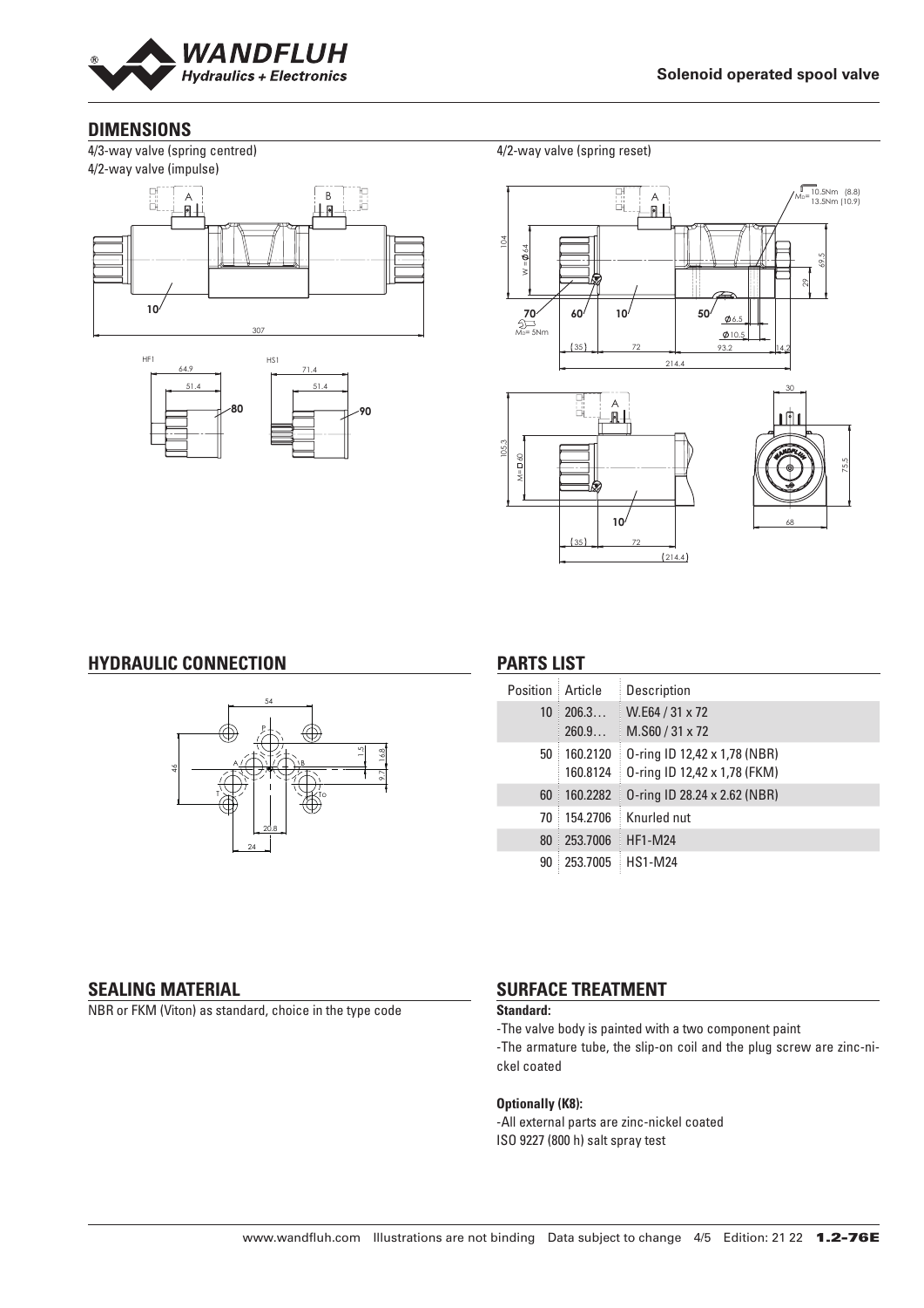## DIMENSIONS

4/3-way valve (spring centred)
4/2-way valve (impulse)

4/2-way valve (spring reset)

## HYDRAULIC CONNECTION

## PARTS LIST

| Position | Article | Description |
|---|---|---|
| 10 | 206.3…<br>260.9… | W.E64 / 31 x 72<br>M.S60 / 31 x 72 |
| 50 | 160.2120<br>160.8124 | O-ring ID 12,42 x 1,78 (NBR)<br>O-ring ID 12,42 x 1,78 (FKM) |
| 60 | 160.2282 | O-ring ID 28.24 x 2.62 (NBR) |
| 70 | 154.2706 | Knurled nut |
| 80 | 253.7006 | HF1-M24 |
| 90 | 253.7005 | HS1-M24 |

## SEALING MATERIAL

NBR or FKM (Viton) as standard, choice in the type code

## SURFACE TREATMENT

**Standard:**

-The valve body is painted with a two component paint
-The armature tube, the slip-on coil and the plug screw are zinc-nickel coated

**Optionally (K8):**

-All external parts are zinc-nickel coated
ISO 9227 (800 h) salt spray test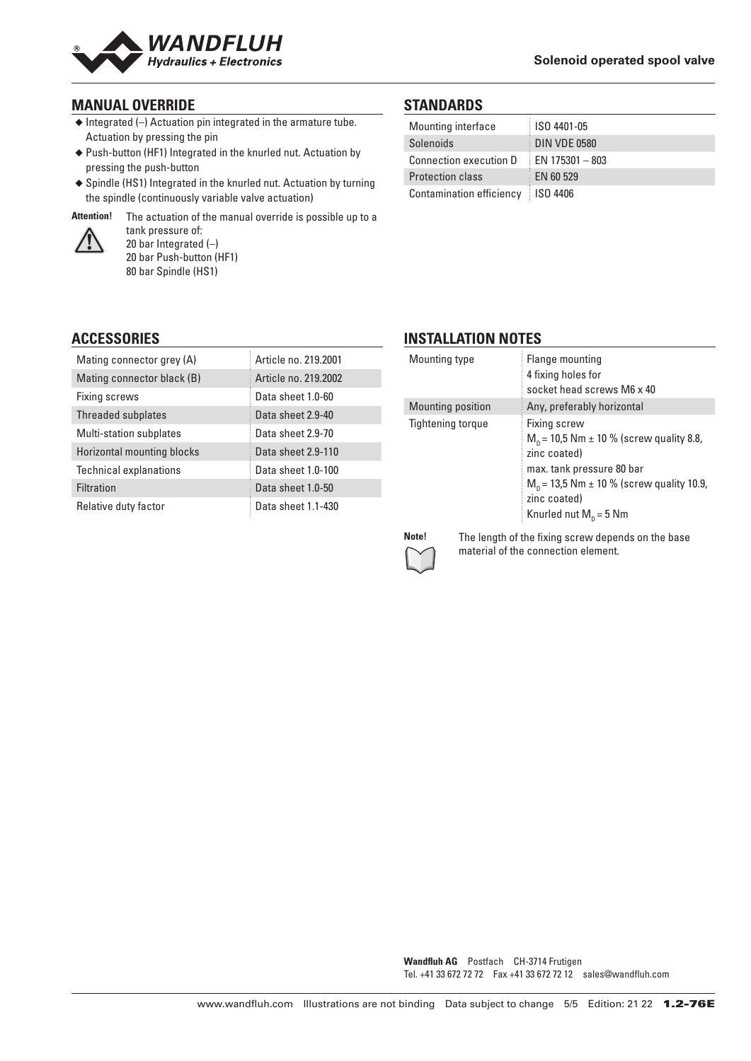## MANUAL OVERRIDE

- Integrated (–) Actuation pin integrated in the armature tube. Actuation by pressing the pin
- Push-button (HF1) Integrated in the knurled nut. Actuation by pressing the push-button
- Spindle (HS1) Integrated in the knurled nut. Actuation by turning the spindle (continuously variable valve actuation)

**Attention!** The actuation of the manual override is possible up to a tank pressure of:
20 bar Integrated (–)
20 bar Push-button (HF1)
80 bar Spindle (HS1)

## STANDARDS

| | |
|---|---|
| Mounting interface | ISO 4401-05 |
| Solenoids | DIN VDE 0580 |
| Connection execution D | EN 175301 – 803 |
| Protection class | EN 60 529 |
| Contamination efficiency | ISO 4406 |

## ACCESSORIES

| | |
|---|---|
| Mating connector grey (A) | Article no. 219.2001 |
| Mating connector black (B) | Article no. 219.2002 |
| Fixing screws | Data sheet 1.0-60 |
| Threaded subplates | Data sheet 2.9-40 |
| Multi-station subplates | Data sheet 2.9-70 |
| Horizontal mounting blocks | Data sheet 2.9-110 |
| Technical explanations | Data sheet 1.0-100 |
| Filtration | Data sheet 1.0-50 |
| Relative duty factor | Data sheet 1.1-430 |

## INSTALLATION NOTES

| | |
|---|---|
| Mounting type | Flange mounting<br>4 fixing holes for<br>socket head screws M6 x 40 |
| Mounting position | Any, preferably horizontal |
| Tightening torque | Fixing screw<br>$M_D$ = 10,5 Nm ± 10 % (screw quality 8.8, zinc coated)<br>max. tank pressure 80 bar<br>$M_D$ = 13,5 Nm ± 10 % (screw quality 10.9, zinc coated)<br>Knurled nut $M_D$ = 5 Nm |

**Note!** The length of the fixing screw depends on the base material of the connection element.

**Wandfluh AG** Postfach CH-3714 Frutigen
Tel. +41 33 672 72 72 Fax +41 33 672 72 12 sales@wandfluh.com